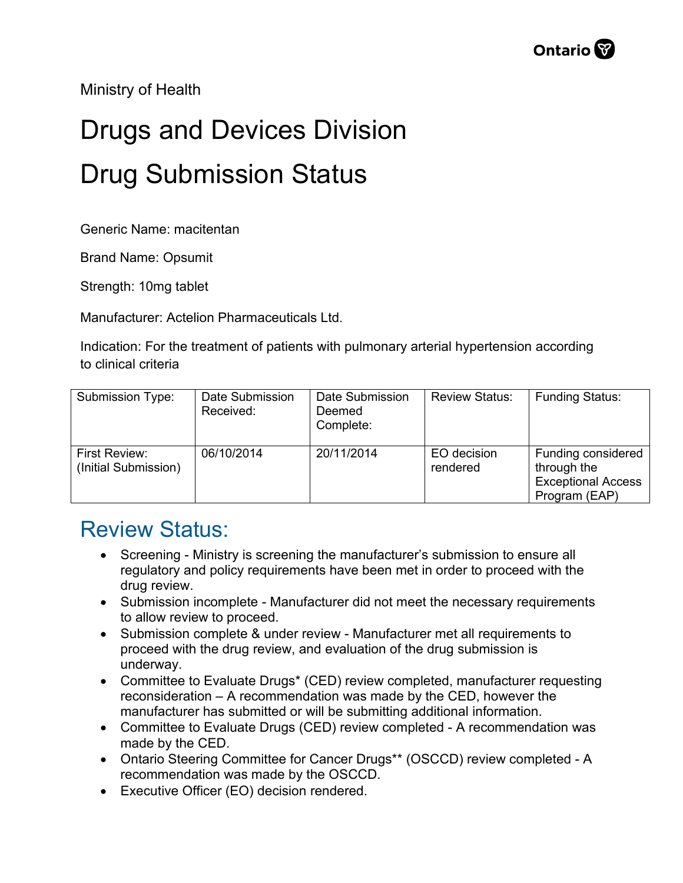Ministry of Health

# Drugs and Devices Division

# Drug Submission Status

Generic Name: macitentan

Brand Name: Opsumit

Strength: 10mg tablet

Manufacturer: Actelion Pharmaceuticals Ltd.

Indication: For the treatment of patients with pulmonary arterial hypertension according to clinical criteria

| Submission Type: | Date Submission Received: | Date Submission Deemed Complete: | Review Status: | Funding Status: |
|---|---|---|---|---|
| First Review: (Initial Submission) | 06/10/2014 | 20/11/2014 | EO decision rendered | Funding considered through the Exceptional Access Program (EAP) |

## Review Status:

- Screening - Ministry is screening the manufacturer's submission to ensure all regulatory and policy requirements have been met in order to proceed with the drug review.
- Submission incomplete - Manufacturer did not meet the necessary requirements to allow review to proceed.
- Submission complete & under review - Manufacturer met all requirements to proceed with the drug review, and evaluation of the drug submission is underway.
- Committee to Evaluate Drugs* (CED) review completed, manufacturer requesting reconsideration – A recommendation was made by the CED, however the manufacturer has submitted or will be submitting additional information.
- Committee to Evaluate Drugs (CED) review completed - A recommendation was made by the CED.
- Ontario Steering Committee for Cancer Drugs** (OSCCD) review completed - A recommendation was made by the OSCCD.
- Executive Officer (EO) decision rendered.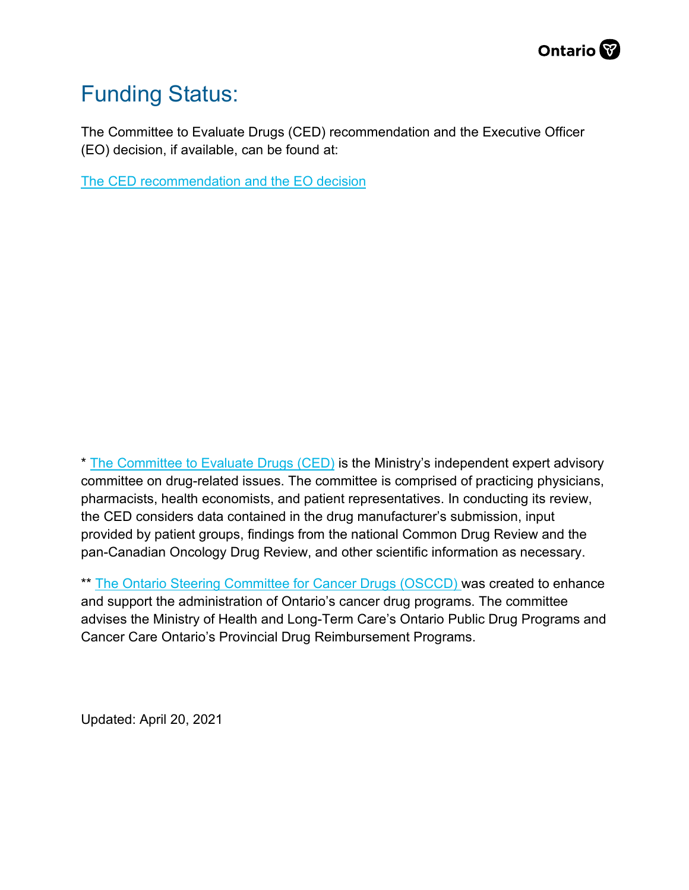# Funding Status:

The Committee to Evaluate Drugs (CED) recommendation and the Executive Officer (EO) decision, if available, can be found at:

The CED recommendation and the EO decision

* The Committee to Evaluate Drugs (CED) is the Ministry's independent expert advisory committee on drug-related issues. The committee is comprised of practicing physicians, pharmacists, health economists, and patient representatives. In conducting its review, the CED considers data contained in the drug manufacturer's submission, input provided by patient groups, findings from the national Common Drug Review and the pan-Canadian Oncology Drug Review, and other scientific information as necessary.

** The Ontario Steering Committee for Cancer Drugs (OSCCD) was created to enhance and support the administration of Ontario's cancer drug programs. The committee advises the Ministry of Health and Long-Term Care's Ontario Public Drug Programs and Cancer Care Ontario's Provincial Drug Reimbursement Programs.

Updated: April 20, 2021